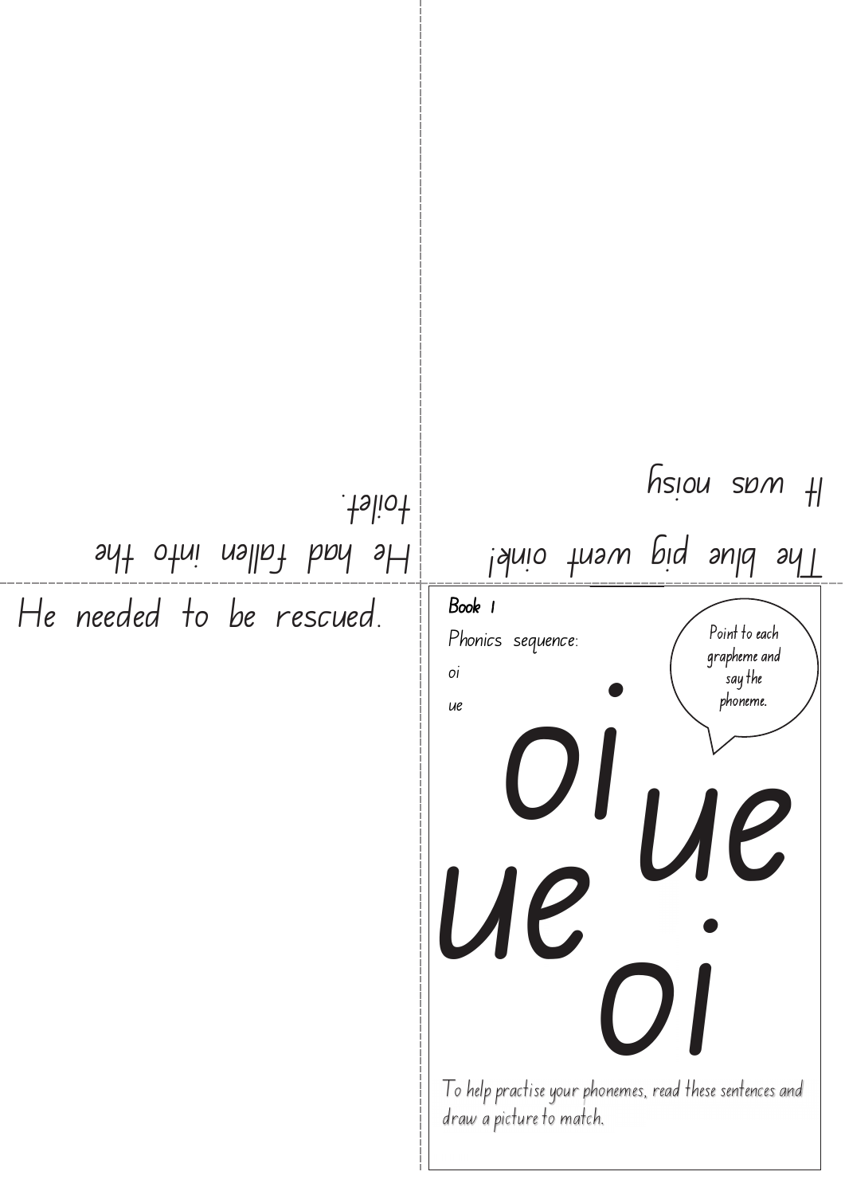**Book 1**

Phonics sequence:

oi

ue

Point to each grapheme and say the phoneme.

oi ue ue oi

To help practise your phonemes, read these sentences and draw a picture to match.

The blue pig went oink!

It was noisy

He had fallen into the toilet.

He needed to be rescued.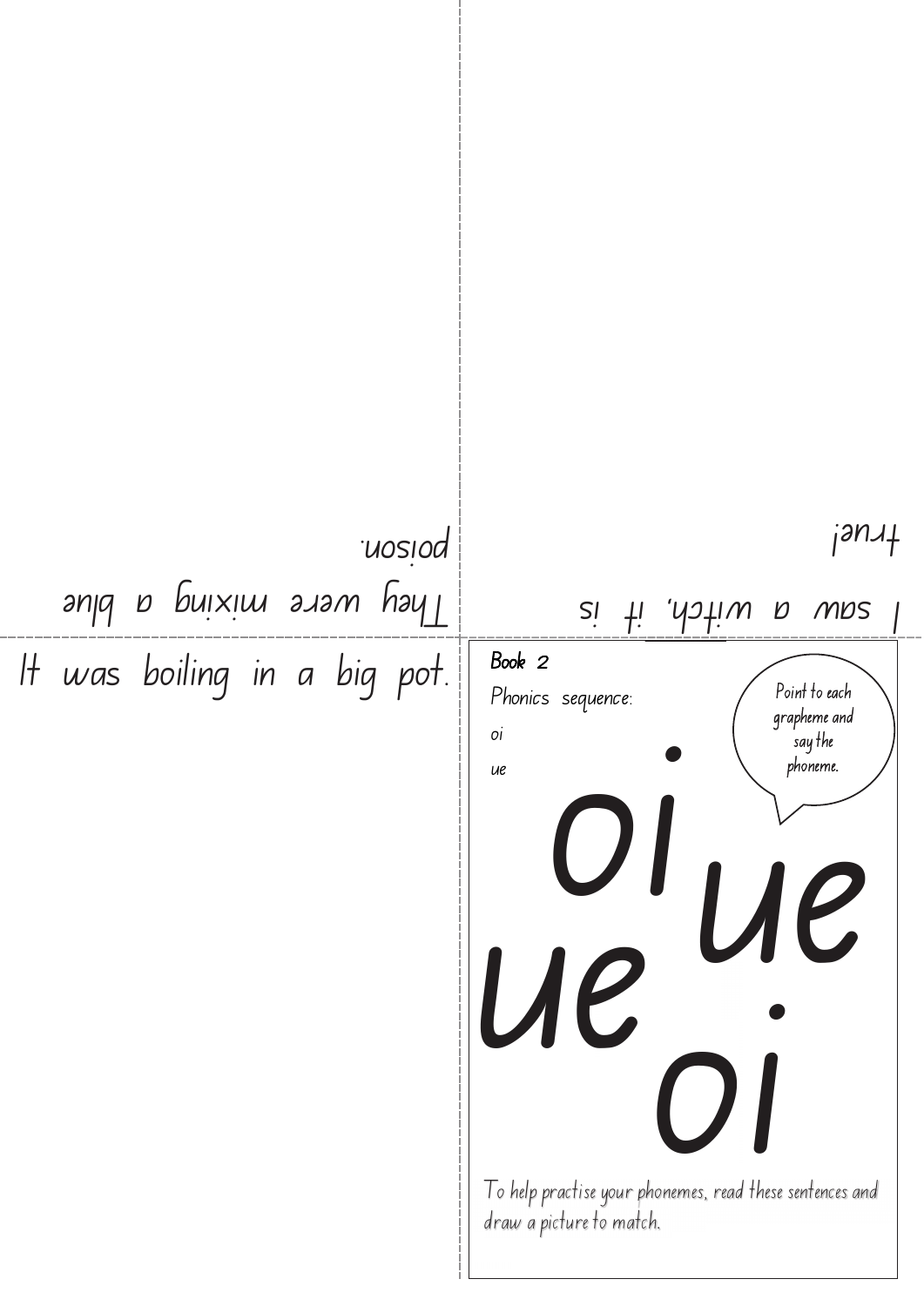They were mixing a blue poison.

I saw a witch, it is true!

It was boiling in a big pot.

Book 2

Phonics sequence:

oi

ue

Point to each grapheme and say the phoneme.

oi ue ue oi

To help practise your phonemes, read these sentences and draw a picture to match.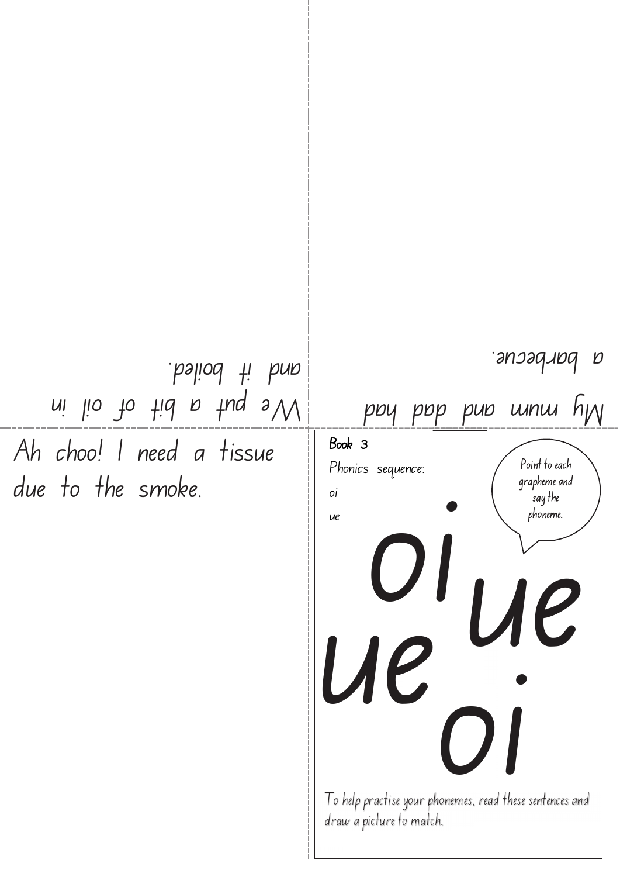We put a bit of oil in and it boiled.

My mum and dad had a barbecue.

Ah choo! I need a tissue due to the smoke.

**Book 3**

Phonics sequence:

oi

ue

Point to each grapheme and say the phoneme.

oi ue ue oi

To help practise your phonemes, read these sentences and draw a picture to match.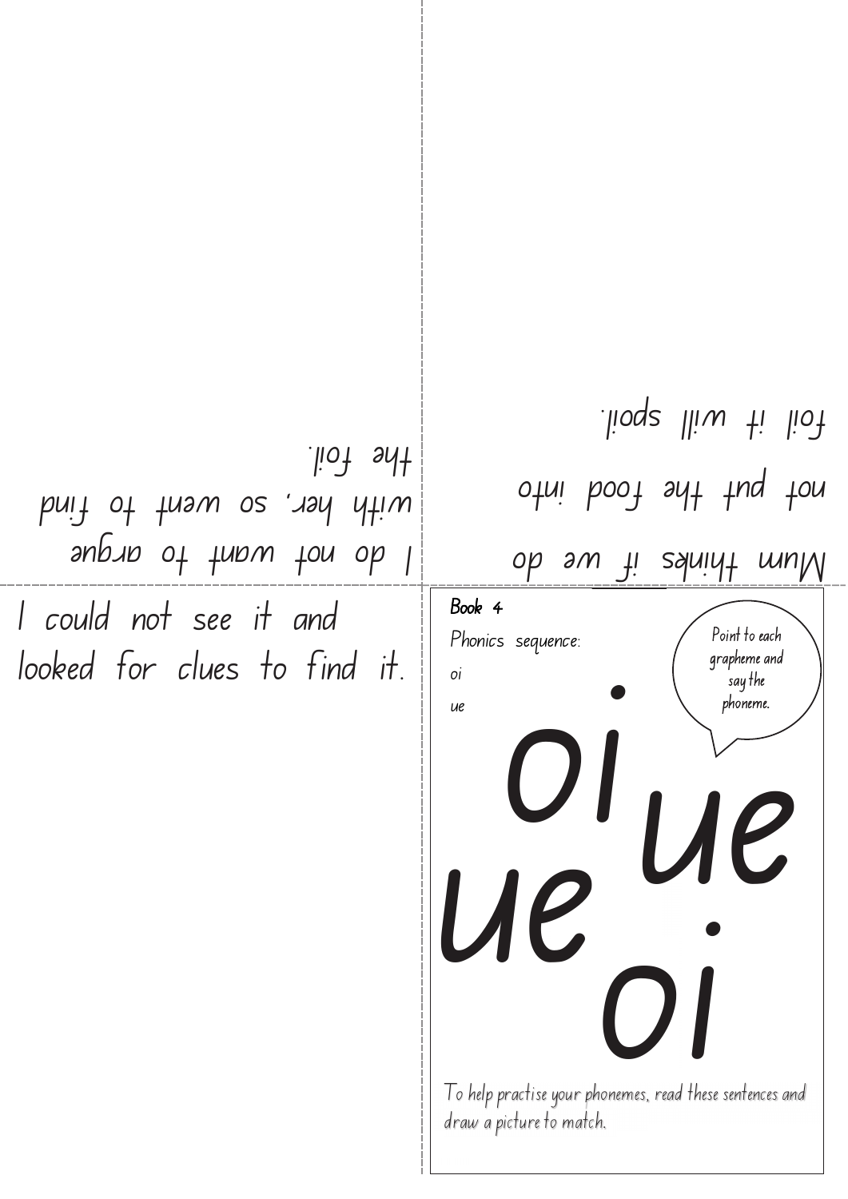Mum thinks if we do
not put the food into
foil it will spoil.

I do not want to argue
with her, so went to find
the foil.

I could not see it and
looked for clues to find it.

Book 4

Phonics sequence:

oi

ue

Point to each grapheme and say the phoneme.

oi ue ue oi

To help practise your phonemes, read these sentences and draw a picture to match.